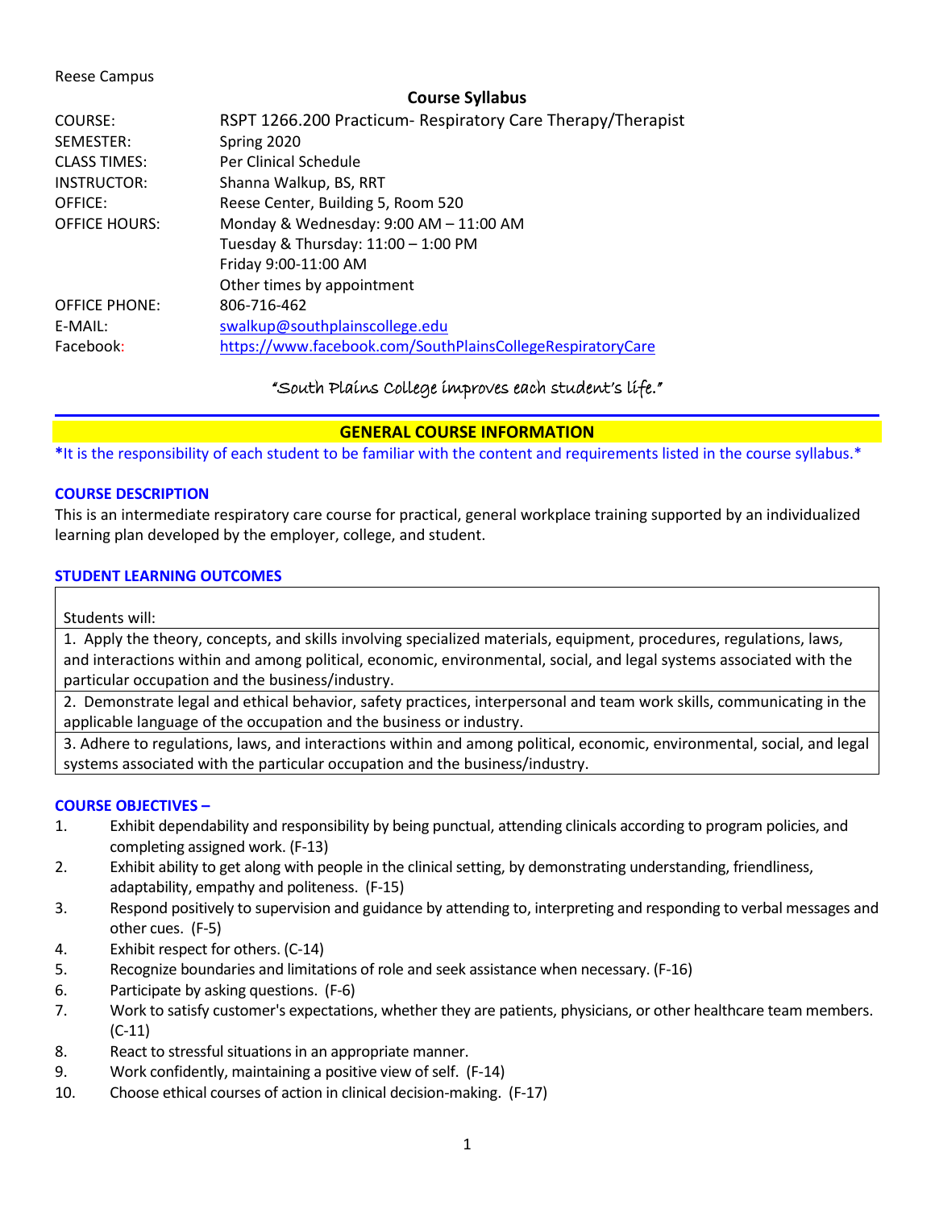Reese Campus

**Course Syllabus**

| | |
|---|---|
| COURSE: | RSPT 1266.200 Practicum- Respiratory Care Therapy/Therapist |
| SEMESTER: | Spring 2020 |
| CLASS TIMES: | Per Clinical Schedule |
| INSTRUCTOR: | Shanna Walkup, BS, RRT |
| OFFICE: | Reese Center, Building 5, Room 520 |
| OFFICE HOURS: | Monday & Wednesday: 9:00 AM – 11:00 AM<br>Tuesday & Thursday: 11:00 – 1:00 PM<br>Friday 9:00-11:00 AM<br>Other times by appointment |
| OFFICE PHONE: | 806-716-462 |
| E-MAIL: | swalkup@southplainscollege.edu |
| Facebook: | https://www.facebook.com/SouthPlainsCollegeRespiratoryCare |

*"South Plains College improves each student's life."*

## GENERAL COURSE INFORMATION

*It is the responsibility of each student to be familiar with the content and requirements listed in the course syllabus.*

### COURSE DESCRIPTION

This is an intermediate respiratory care course for practical, general workplace training supported by an individualized learning plan developed by the employer, college, and student.

### STUDENT LEARNING OUTCOMES

| Students will: |
|---|
| 1. Apply the theory, concepts, and skills involving specialized materials, equipment, procedures, regulations, laws, and interactions within and among political, economic, environmental, social, and legal systems associated with the particular occupation and the business/industry. |
| 2. Demonstrate legal and ethical behavior, safety practices, interpersonal and team work skills, communicating in the applicable language of the occupation and the business or industry. |
| 3. Adhere to regulations, laws, and interactions within and among political, economic, environmental, social, and legal systems associated with the particular occupation and the business/industry. |

### COURSE OBJECTIVES –

1. Exhibit dependability and responsibility by being punctual, attending clinicals according to program policies, and completing assigned work. (F-13)
2. Exhibit ability to get along with people in the clinical setting, by demonstrating understanding, friendliness, adaptability, empathy and politeness. (F-15)
3. Respond positively to supervision and guidance by attending to, interpreting and responding to verbal messages and other cues. (F-5)
4. Exhibit respect for others. (C-14)
5. Recognize boundaries and limitations of role and seek assistance when necessary. (F-16)
6. Participate by asking questions. (F-6)
7. Work to satisfy customer's expectations, whether they are patients, physicians, or other healthcare team members. (C-11)
8. React to stressful situations in an appropriate manner.
9. Work confidently, maintaining a positive view of self. (F-14)
10. Choose ethical courses of action in clinical decision-making. (F-17)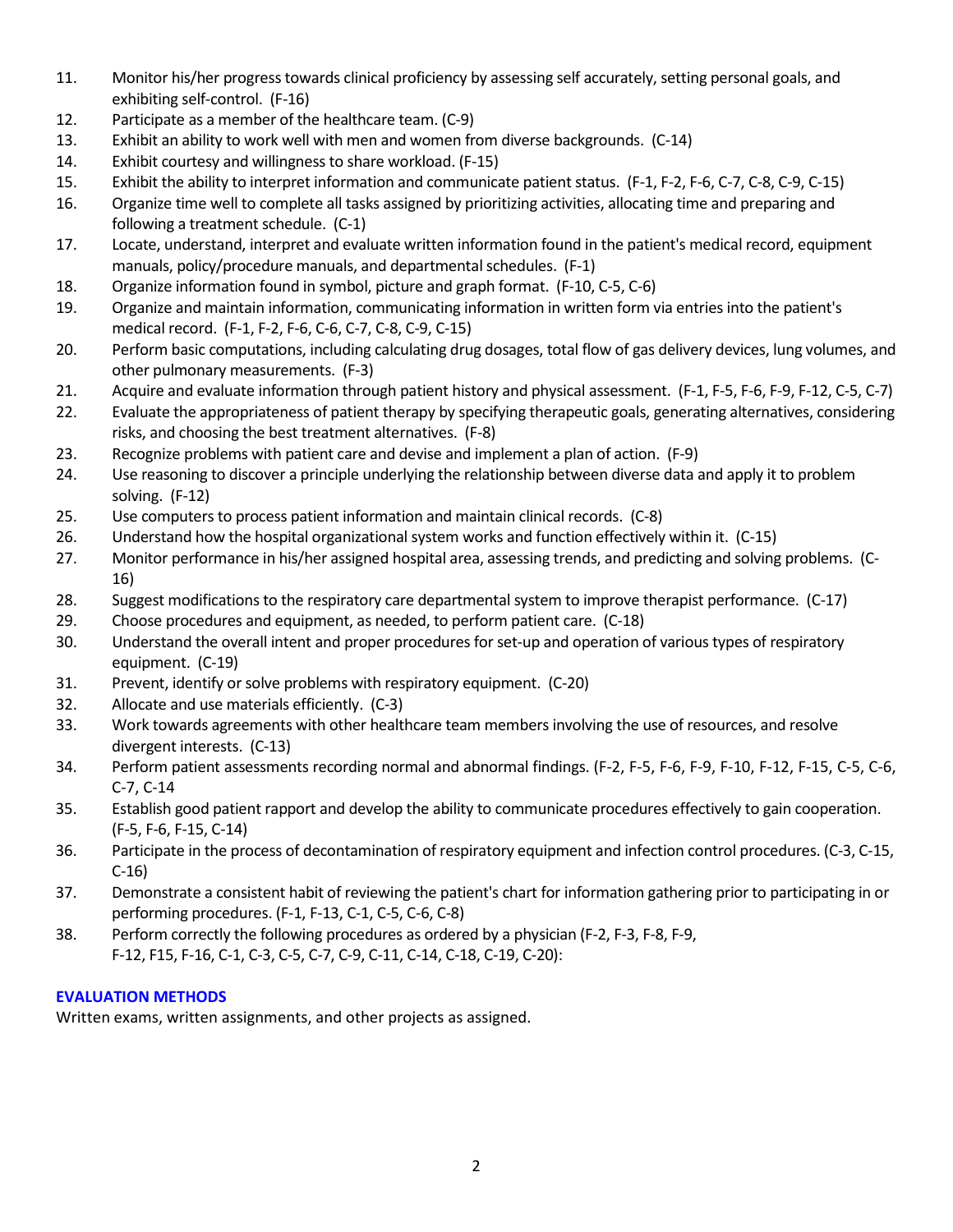11. Monitor his/her progress towards clinical proficiency by assessing self accurately, setting personal goals, and exhibiting self-control. (F-16)
12. Participate as a member of the healthcare team. (C-9)
13. Exhibit an ability to work well with men and women from diverse backgrounds. (C-14)
14. Exhibit courtesy and willingness to share workload. (F-15)
15. Exhibit the ability to interpret information and communicate patient status. (F-1, F-2, F-6, C-7, C-8, C-9, C-15)
16. Organize time well to complete all tasks assigned by prioritizing activities, allocating time and preparing and following a treatment schedule. (C-1)
17. Locate, understand, interpret and evaluate written information found in the patient's medical record, equipment manuals, policy/procedure manuals, and departmental schedules. (F-1)
18. Organize information found in symbol, picture and graph format. (F-10, C-5, C-6)
19. Organize and maintain information, communicating information in written form via entries into the patient's medical record. (F-1, F-2, F-6, C-6, C-7, C-8, C-9, C-15)
20. Perform basic computations, including calculating drug dosages, total flow of gas delivery devices, lung volumes, and other pulmonary measurements. (F-3)
21. Acquire and evaluate information through patient history and physical assessment. (F-1, F-5, F-6, F-9, F-12, C-5, C-7)
22. Evaluate the appropriateness of patient therapy by specifying therapeutic goals, generating alternatives, considering risks, and choosing the best treatment alternatives. (F-8)
23. Recognize problems with patient care and devise and implement a plan of action. (F-9)
24. Use reasoning to discover a principle underlying the relationship between diverse data and apply it to problem solving. (F-12)
25. Use computers to process patient information and maintain clinical records. (C-8)
26. Understand how the hospital organizational system works and function effectively within it. (C-15)
27. Monitor performance in his/her assigned hospital area, assessing trends, and predicting and solving problems. (C-16)
28. Suggest modifications to the respiratory care departmental system to improve therapist performance. (C-17)
29. Choose procedures and equipment, as needed, to perform patient care. (C-18)
30. Understand the overall intent and proper procedures for set-up and operation of various types of respiratory equipment. (C-19)
31. Prevent, identify or solve problems with respiratory equipment. (C-20)
32. Allocate and use materials efficiently. (C-3)
33. Work towards agreements with other healthcare team members involving the use of resources, and resolve divergent interests. (C-13)
34. Perform patient assessments recording normal and abnormal findings. (F-2, F-5, F-6, F-9, F-10, F-12, F-15, C-5, C-6, C-7, C-14
35. Establish good patient rapport and develop the ability to communicate procedures effectively to gain cooperation. (F-5, F-6, F-15, C-14)
36. Participate in the process of decontamination of respiratory equipment and infection control procedures. (C-3, C-15, C-16)
37. Demonstrate a consistent habit of reviewing the patient's chart for information gathering prior to participating in or performing procedures. (F-1, F-13, C-1, C-5, C-6, C-8)
38. Perform correctly the following procedures as ordered by a physician (F-2, F-3, F-8, F-9, F-12, F15, F-16, C-1, C-3, C-5, C-7, C-9, C-11, C-14, C-18, C-19, C-20):

## EVALUATION METHODS

Written exams, written assignments, and other projects as assigned.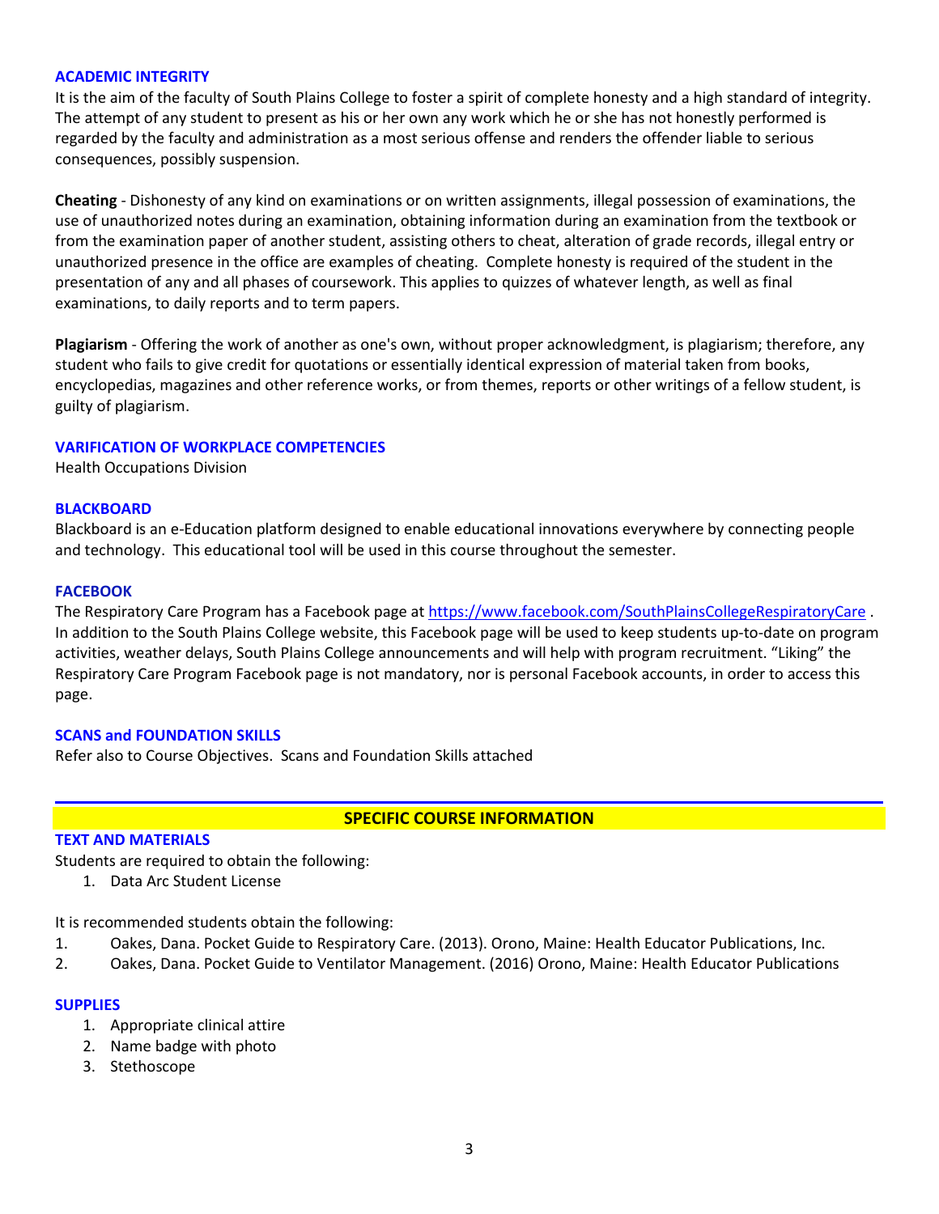## ACADEMIC INTEGRITY

It is the aim of the faculty of South Plains College to foster a spirit of complete honesty and a high standard of integrity. The attempt of any student to present as his or her own any work which he or she has not honestly performed is regarded by the faculty and administration as a most serious offense and renders the offender liable to serious consequences, possibly suspension.

**Cheating** - Dishonesty of any kind on examinations or on written assignments, illegal possession of examinations, the use of unauthorized notes during an examination, obtaining information during an examination from the textbook or from the examination paper of another student, assisting others to cheat, alteration of grade records, illegal entry or unauthorized presence in the office are examples of cheating. Complete honesty is required of the student in the presentation of any and all phases of coursework. This applies to quizzes of whatever length, as well as final examinations, to daily reports and to term papers.

**Plagiarism** - Offering the work of another as one's own, without proper acknowledgment, is plagiarism; therefore, any student who fails to give credit for quotations or essentially identical expression of material taken from books, encyclopedias, magazines and other reference works, or from themes, reports or other writings of a fellow student, is guilty of plagiarism.

## VARIFICATION OF WORKPLACE COMPETENCIES

Health Occupations Division

## BLACKBOARD

Blackboard is an e-Education platform designed to enable educational innovations everywhere by connecting people and technology. This educational tool will be used in this course throughout the semester.

## FACEBOOK

The Respiratory Care Program has a Facebook page at https://www.facebook.com/SouthPlainsCollegeRespiratoryCare . In addition to the South Plains College website, this Facebook page will be used to keep students up-to-date on program activities, weather delays, South Plains College announcements and will help with program recruitment. "Liking" the Respiratory Care Program Facebook page is not mandatory, nor is personal Facebook accounts, in order to access this page.

## SCANS and FOUNDATION SKILLS

Refer also to Course Objectives. Scans and Foundation Skills attached

# SPECIFIC COURSE INFORMATION

## TEXT AND MATERIALS

Students are required to obtain the following:

1. Data Arc Student License

It is recommended students obtain the following:

1. Oakes, Dana. Pocket Guide to Respiratory Care. (2013). Orono, Maine: Health Educator Publications, Inc.
2. Oakes, Dana. Pocket Guide to Ventilator Management. (2016) Orono, Maine: Health Educator Publications

## SUPPLIES

1. Appropriate clinical attire
2. Name badge with photo
3. Stethoscope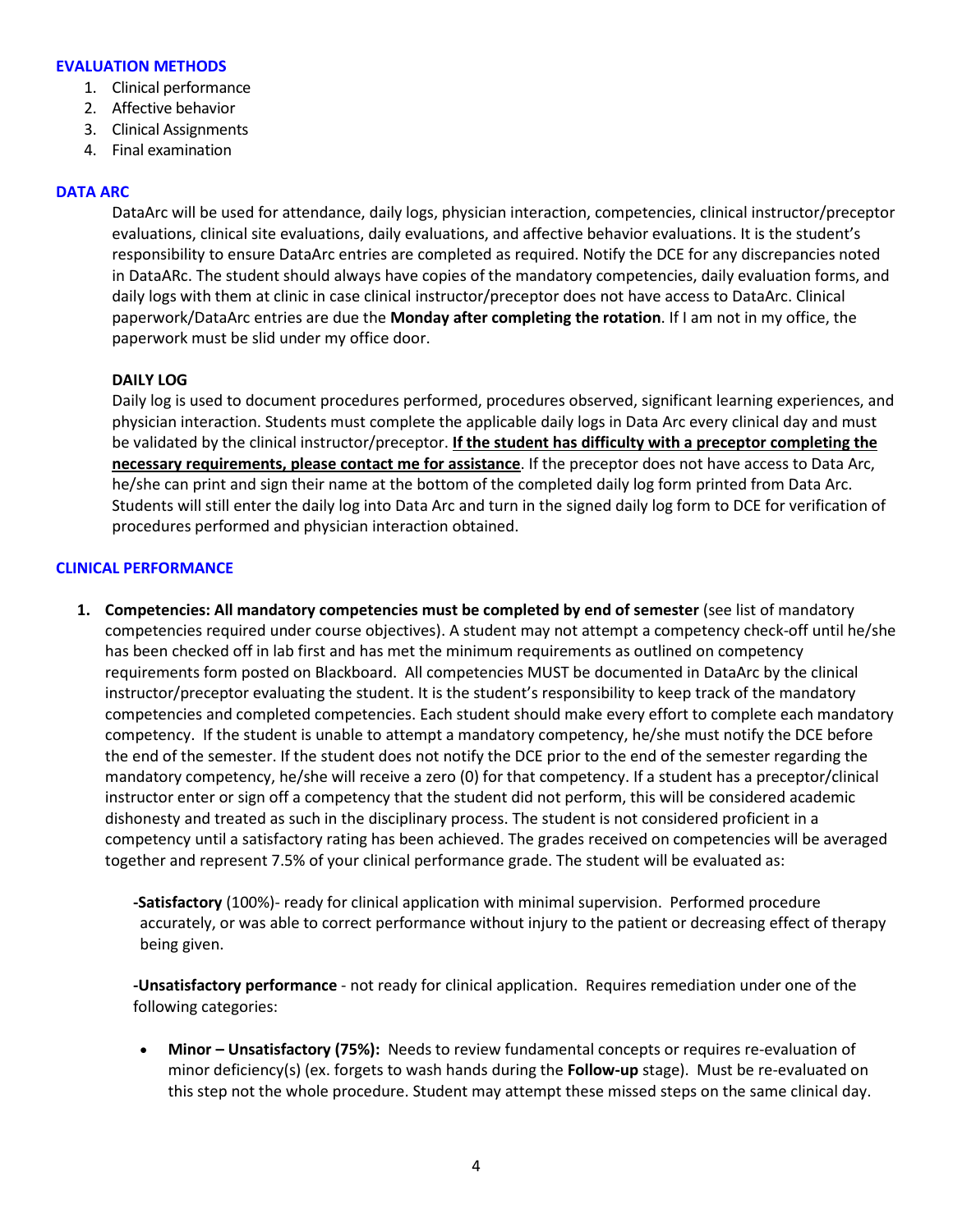## EVALUATION METHODS

1. Clinical performance
2. Affective behavior
3. Clinical Assignments
4. Final examination

## DATA ARC

DataArc will be used for attendance, daily logs, physician interaction, competencies, clinical instructor/preceptor evaluations, clinical site evaluations, daily evaluations, and affective behavior evaluations. It is the student's responsibility to ensure DataArc entries are completed as required. Notify the DCE for any discrepancies noted in DataARc. The student should always have copies of the mandatory competencies, daily evaluation forms, and daily logs with them at clinic in case clinical instructor/preceptor does not have access to DataArc. Clinical paperwork/DataArc entries are due the **Monday after completing the rotation**. If I am not in my office, the paperwork must be slid under my office door.

### DAILY LOG

Daily log is used to document procedures performed, procedures observed, significant learning experiences, and physician interaction. Students must complete the applicable daily logs in Data Arc every clinical day and must be validated by the clinical instructor/preceptor. **If the student has difficulty with a preceptor completing the necessary requirements, please contact me for assistance**. If the preceptor does not have access to Data Arc, he/she can print and sign their name at the bottom of the completed daily log form printed from Data Arc. Students will still enter the daily log into Data Arc and turn in the signed daily log form to DCE for verification of procedures performed and physician interaction obtained.

## CLINICAL PERFORMANCE

1. **Competencies: All mandatory competencies must be completed by end of semester** (see list of mandatory competencies required under course objectives). A student may not attempt a competency check-off until he/she has been checked off in lab first and has met the minimum requirements as outlined on competency requirements form posted on Blackboard. All competencies MUST be documented in DataArc by the clinical instructor/preceptor evaluating the student. It is the student's responsibility to keep track of the mandatory competencies and completed competencies. Each student should make every effort to complete each mandatory competency. If the student is unable to attempt a mandatory competency, he/she must notify the DCE before the end of the semester. If the student does not notify the DCE prior to the end of the semester regarding the mandatory competency, he/she will receive a zero (0) for that competency. If a student has a preceptor/clinical instructor enter or sign off a competency that the student did not perform, this will be considered academic dishonesty and treated as such in the disciplinary process. The student is not considered proficient in a competency until a satisfactory rating has been achieved. The grades received on competencies will be averaged together and represent 7.5% of your clinical performance grade. The student will be evaluated as:

   **-Satisfactory** (100%)- ready for clinical application with minimal supervision. Performed procedure accurately, or was able to correct performance without injury to the patient or decreasing effect of therapy being given.

   **-Unsatisfactory performance** - not ready for clinical application. Requires remediation under one of the following categories:

   - **Minor – Unsatisfactory (75%):** Needs to review fundamental concepts or requires re-evaluation of minor deficiency(s) (ex. forgets to wash hands during the **Follow-up** stage). Must be re-evaluated on this step not the whole procedure. Student may attempt these missed steps on the same clinical day.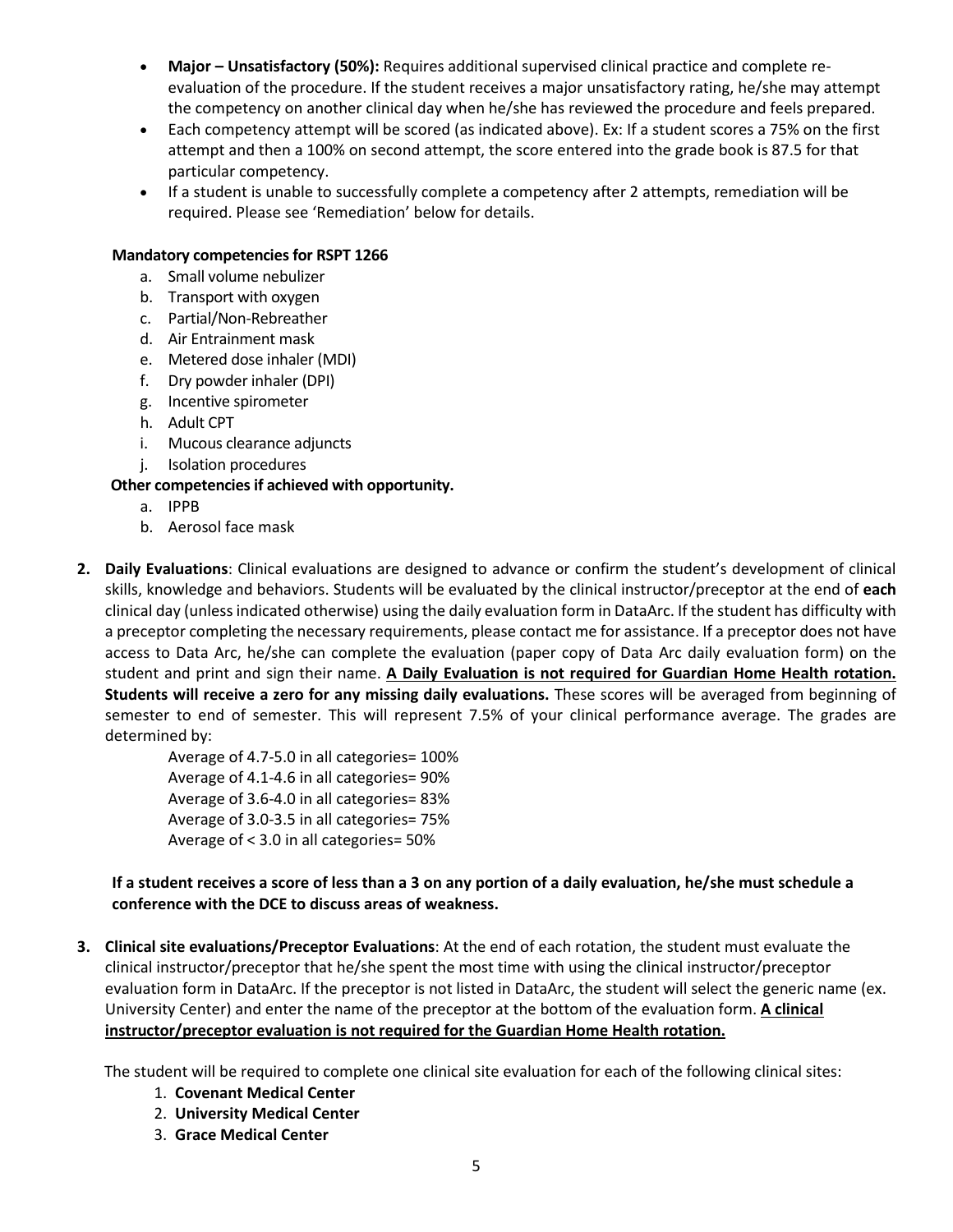- **Major – Unsatisfactory (50%):** Requires additional supervised clinical practice and complete re-evaluation of the procedure. If the student receives a major unsatisfactory rating, he/she may attempt the competency on another clinical day when he/she has reviewed the procedure and feels prepared.
- Each competency attempt will be scored (as indicated above). Ex: If a student scores a 75% on the first attempt and then a 100% on second attempt, the score entered into the grade book is 87.5 for that particular competency.
- If a student is unable to successfully complete a competency after 2 attempts, remediation will be required. Please see 'Remediation' below for details.

**Mandatory competencies for RSPT 1266**

a. Small volume nebulizer
b. Transport with oxygen
c. Partial/Non-Rebreather
d. Air Entrainment mask
e. Metered dose inhaler (MDI)
f. Dry powder inhaler (DPI)
g. Incentive spirometer
h. Adult CPT
i. Mucous clearance adjuncts
j. Isolation procedures

**Other competencies if achieved with opportunity.**

a. IPPB
b. Aerosol face mask

**2. Daily Evaluations**: Clinical evaluations are designed to advance or confirm the student's development of clinical skills, knowledge and behaviors. Students will be evaluated by the clinical instructor/preceptor at the end of **each** clinical day (unless indicated otherwise) using the daily evaluation form in DataArc. If the student has difficulty with a preceptor completing the necessary requirements, please contact me for assistance. If a preceptor does not have access to Data Arc, he/she can complete the evaluation (paper copy of Data Arc daily evaluation form) on the student and print and sign their name. **<u>A Daily Evaluation is not required for Guardian Home Health rotation.</u> Students will receive a zero for any missing daily evaluations.** These scores will be averaged from beginning of semester to end of semester. This will represent 7.5% of your clinical performance average. The grades are determined by:

Average of 4.7-5.0 in all categories= 100%
Average of 4.1-4.6 in all categories= 90%
Average of 3.6-4.0 in all categories= 83%
Average of 3.0-3.5 in all categories= 75%
Average of < 3.0 in all categories= 50%

**If a student receives a score of less than a 3 on any portion of a daily evaluation, he/she must schedule a conference with the DCE to discuss areas of weakness.**

**3. Clinical site evaluations/Preceptor Evaluations**: At the end of each rotation, the student must evaluate the clinical instructor/preceptor that he/she spent the most time with using the clinical instructor/preceptor evaluation form in DataArc. If the preceptor is not listed in DataArc, the student will select the generic name (ex. University Center) and enter the name of the preceptor at the bottom of the evaluation form. **<u>A clinical instructor/preceptor evaluation is not required for the Guardian Home Health rotation.</u>**

The student will be required to complete one clinical site evaluation for each of the following clinical sites:

1. **Covenant Medical Center**
2. **University Medical Center**
3. **Grace Medical Center**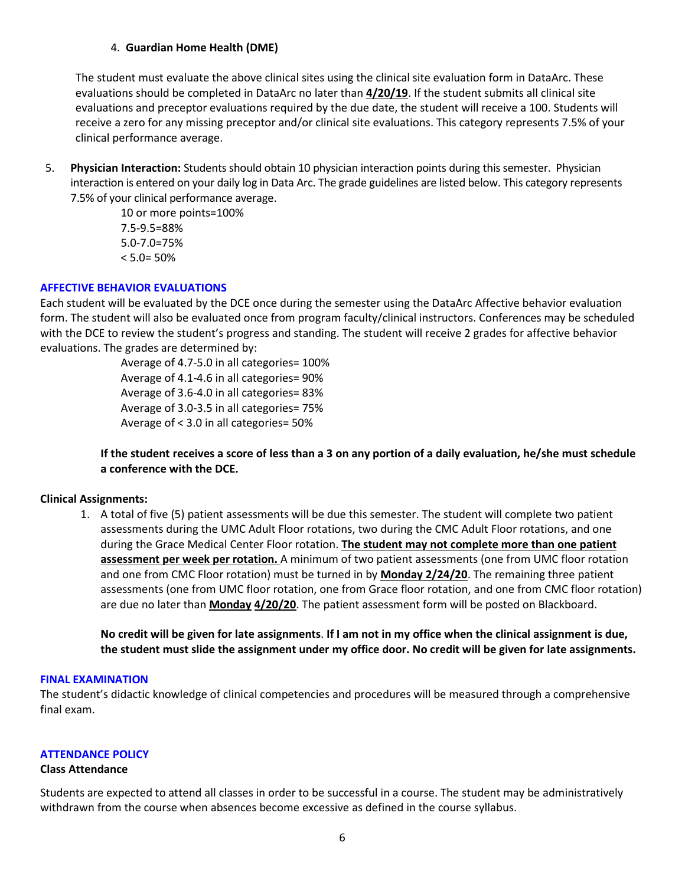4. **Guardian Home Health (DME)**

The student must evaluate the above clinical sites using the clinical site evaluation form in DataArc. These evaluations should be completed in DataArc no later than **4/20/19**. If the student submits all clinical site evaluations and preceptor evaluations required by the due date, the student will receive a 100. Students will receive a zero for any missing preceptor and/or clinical site evaluations. This category represents 7.5% of your clinical performance average.

5. **Physician Interaction:** Students should obtain 10 physician interaction points during this semester. Physician interaction is entered on your daily log in Data Arc. The grade guidelines are listed below. This category represents 7.5% of your clinical performance average.

   10 or more points=100%
   7.5-9.5=88%
   5.0-7.0=75%
   < 5.0= 50%

## AFFECTIVE BEHAVIOR EVALUATIONS

Each student will be evaluated by the DCE once during the semester using the DataArc Affective behavior evaluation form. The student will also be evaluated once from program faculty/clinical instructors. Conferences may be scheduled with the DCE to review the student's progress and standing. The student will receive 2 grades for affective behavior evaluations. The grades are determined by:

Average of 4.7-5.0 in all categories= 100%
Average of 4.1-4.6 in all categories= 90%
Average of 3.6-4.0 in all categories= 83%
Average of 3.0-3.5 in all categories= 75%
Average of < 3.0 in all categories= 50%

**If the student receives a score of less than a 3 on any portion of a daily evaluation, he/she must schedule a conference with the DCE.**

**Clinical Assignments:**

1. A total of five (5) patient assessments will be due this semester. The student will complete two patient assessments during the UMC Adult Floor rotations, two during the CMC Adult Floor rotations, and one during the Grace Medical Center Floor rotation. **The student may not complete more than one patient assessment per week per rotation.** A minimum of two patient assessments (one from UMC floor rotation and one from CMC Floor rotation) must be turned in by **Monday 2/24/20**. The remaining three patient assessments (one from UMC floor rotation, one from Grace floor rotation, and one from CMC floor rotation) are due no later than **Monday 4/20/20**. The patient assessment form will be posted on Blackboard.

   **No credit will be given for late assignments**. **If I am not in my office when the clinical assignment is due, the student must slide the assignment under my office door. No credit will be given for late assignments.**

## FINAL EXAMINATION

The student's didactic knowledge of clinical competencies and procedures will be measured through a comprehensive final exam.

## ATTENDANCE POLICY

**Class Attendance**

Students are expected to attend all classes in order to be successful in a course. The student may be administratively withdrawn from the course when absences become excessive as defined in the course syllabus.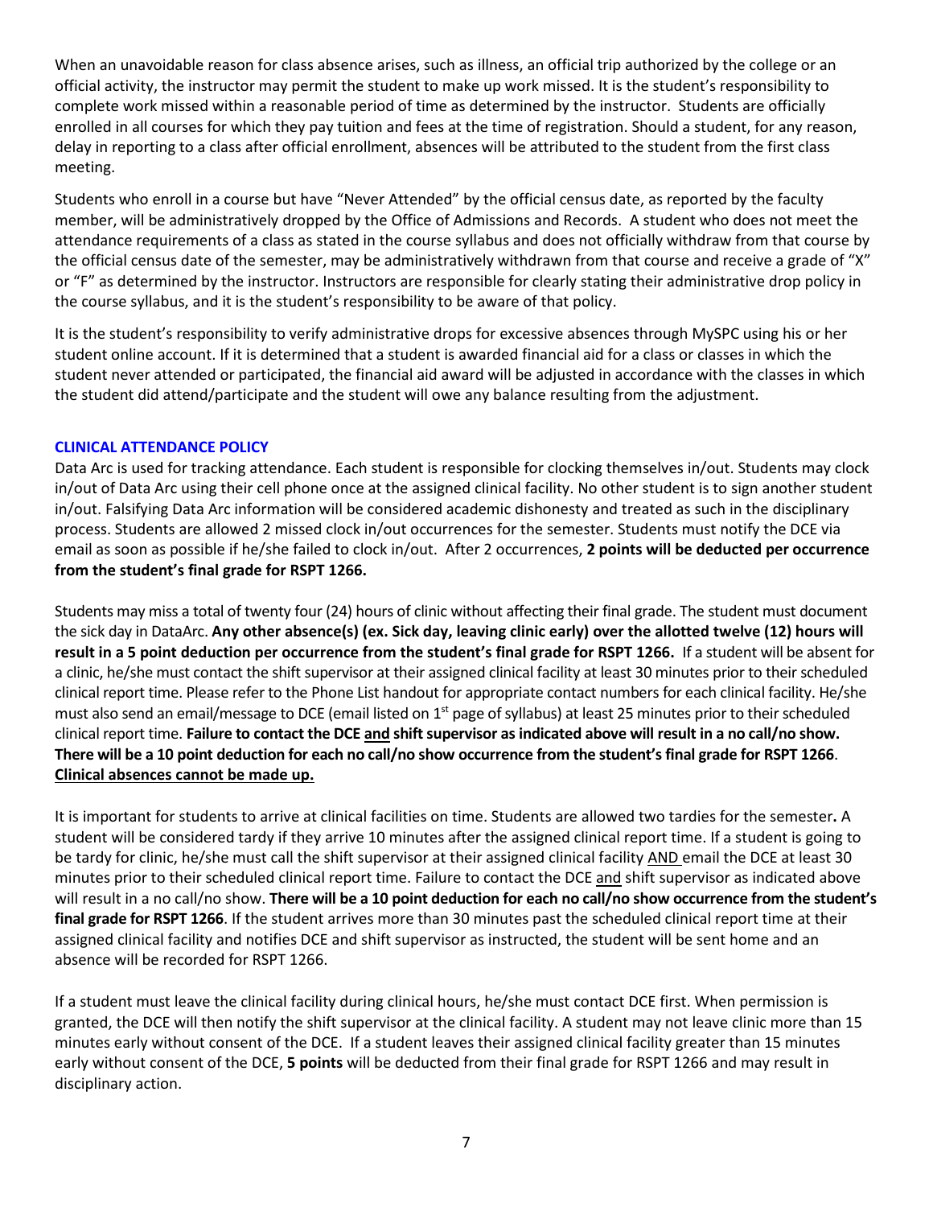When an unavoidable reason for class absence arises, such as illness, an official trip authorized by the college or an official activity, the instructor may permit the student to make up work missed. It is the student's responsibility to complete work missed within a reasonable period of time as determined by the instructor. Students are officially enrolled in all courses for which they pay tuition and fees at the time of registration. Should a student, for any reason, delay in reporting to a class after official enrollment, absences will be attributed to the student from the first class meeting.

Students who enroll in a course but have "Never Attended" by the official census date, as reported by the faculty member, will be administratively dropped by the Office of Admissions and Records. A student who does not meet the attendance requirements of a class as stated in the course syllabus and does not officially withdraw from that course by the official census date of the semester, may be administratively withdrawn from that course and receive a grade of "X" or "F" as determined by the instructor. Instructors are responsible for clearly stating their administrative drop policy in the course syllabus, and it is the student's responsibility to be aware of that policy.

It is the student's responsibility to verify administrative drops for excessive absences through MySPC using his or her student online account. If it is determined that a student is awarded financial aid for a class or classes in which the student never attended or participated, the financial aid award will be adjusted in accordance with the classes in which the student did attend/participate and the student will owe any balance resulting from the adjustment.

### CLINICAL ATTENDANCE POLICY

Data Arc is used for tracking attendance. Each student is responsible for clocking themselves in/out. Students may clock in/out of Data Arc using their cell phone once at the assigned clinical facility. No other student is to sign another student in/out. Falsifying Data Arc information will be considered academic dishonesty and treated as such in the disciplinary process. Students are allowed 2 missed clock in/out occurrences for the semester. Students must notify the DCE via email as soon as possible if he/she failed to clock in/out. After 2 occurrences, **2 points will be deducted per occurrence from the student's final grade for RSPT 1266.**

Students may miss a total of twenty four (24) hours of clinic without affecting their final grade. The student must document the sick day in DataArc. **Any other absence(s) (ex. Sick day, leaving clinic early) over the allotted twelve (12) hours will result in a 5 point deduction per occurrence from the student's final grade for RSPT 1266.** If a student will be absent for a clinic, he/she must contact the shift supervisor at their assigned clinical facility at least 30 minutes prior to their scheduled clinical report time. Please refer to the Phone List handout for appropriate contact numbers for each clinical facility. He/she must also send an email/message to DCE (email listed on 1st page of syllabus) at least 25 minutes prior to their scheduled clinical report time. **Failure to contact the DCE and shift supervisor as indicated above will result in a no call/no show. There will be a 10 point deduction for each no call/no show occurrence from the student's final grade for RSPT 1266**. **Clinical absences cannot be made up.**

It is important for students to arrive at clinical facilities on time. Students are allowed two tardies for the semester**.** A student will be considered tardy if they arrive 10 minutes after the assigned clinical report time. If a student is going to be tardy for clinic, he/she must call the shift supervisor at their assigned clinical facility AND email the DCE at least 30 minutes prior to their scheduled clinical report time. Failure to contact the DCE and shift supervisor as indicated above will result in a no call/no show. **There will be a 10 point deduction for each no call/no show occurrence from the student's final grade for RSPT 1266**. If the student arrives more than 30 minutes past the scheduled clinical report time at their assigned clinical facility and notifies DCE and shift supervisor as instructed, the student will be sent home and an absence will be recorded for RSPT 1266.

If a student must leave the clinical facility during clinical hours, he/she must contact DCE first. When permission is granted, the DCE will then notify the shift supervisor at the clinical facility. A student may not leave clinic more than 15 minutes early without consent of the DCE. If a student leaves their assigned clinical facility greater than 15 minutes early without consent of the DCE, **5 points** will be deducted from their final grade for RSPT 1266 and may result in disciplinary action.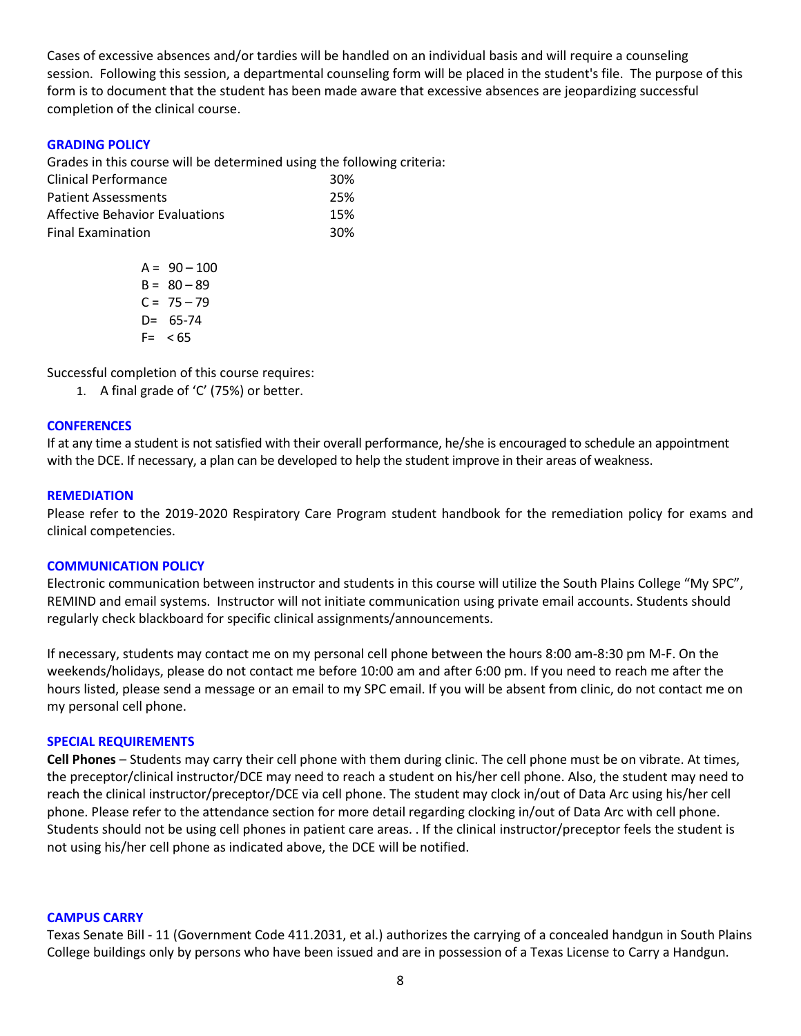Cases of excessive absences and/or tardies will be handled on an individual basis and will require a counseling session. Following this session, a departmental counseling form will be placed in the student's file. The purpose of this form is to document that the student has been made aware that excessive absences are jeopardizing successful completion of the clinical course.

### GRADING POLICY

Grades in this course will be determined using the following criteria:

| | |
|---|---|
| Clinical Performance | 30% |
| Patient Assessments | 25% |
| Affective Behavior Evaluations | 15% |
| Final Examination | 30% |

A = 90 – 100
B = 80 – 89
C = 75 – 79
D= 65-74
F= < 65

Successful completion of this course requires:

1. A final grade of 'C' (75%) or better.

### CONFERENCES

If at any time a student is not satisfied with their overall performance, he/she is encouraged to schedule an appointment with the DCE. If necessary, a plan can be developed to help the student improve in their areas of weakness.

### REMEDIATION

Please refer to the 2019-2020 Respiratory Care Program student handbook for the remediation policy for exams and clinical competencies.

### COMMUNICATION POLICY

Electronic communication between instructor and students in this course will utilize the South Plains College "My SPC", REMIND and email systems. Instructor will not initiate communication using private email accounts. Students should regularly check blackboard for specific clinical assignments/announcements.

If necessary, students may contact me on my personal cell phone between the hours 8:00 am-8:30 pm M-F. On the weekends/holidays, please do not contact me before 10:00 am and after 6:00 pm. If you need to reach me after the hours listed, please send a message or an email to my SPC email. If you will be absent from clinic, do not contact me on my personal cell phone.

### SPECIAL REQUIREMENTS

**Cell Phones** – Students may carry their cell phone with them during clinic. The cell phone must be on vibrate. At times, the preceptor/clinical instructor/DCE may need to reach a student on his/her cell phone. Also, the student may need to reach the clinical instructor/preceptor/DCE via cell phone. The student may clock in/out of Data Arc using his/her cell phone. Please refer to the attendance section for more detail regarding clocking in/out of Data Arc with cell phone. Students should not be using cell phones in patient care areas. . If the clinical instructor/preceptor feels the student is not using his/her cell phone as indicated above, the DCE will be notified.

### CAMPUS CARRY

Texas Senate Bill - 11 (Government Code 411.2031, et al.) authorizes the carrying of a concealed handgun in South Plains College buildings only by persons who have been issued and are in possession of a Texas License to Carry a Handgun.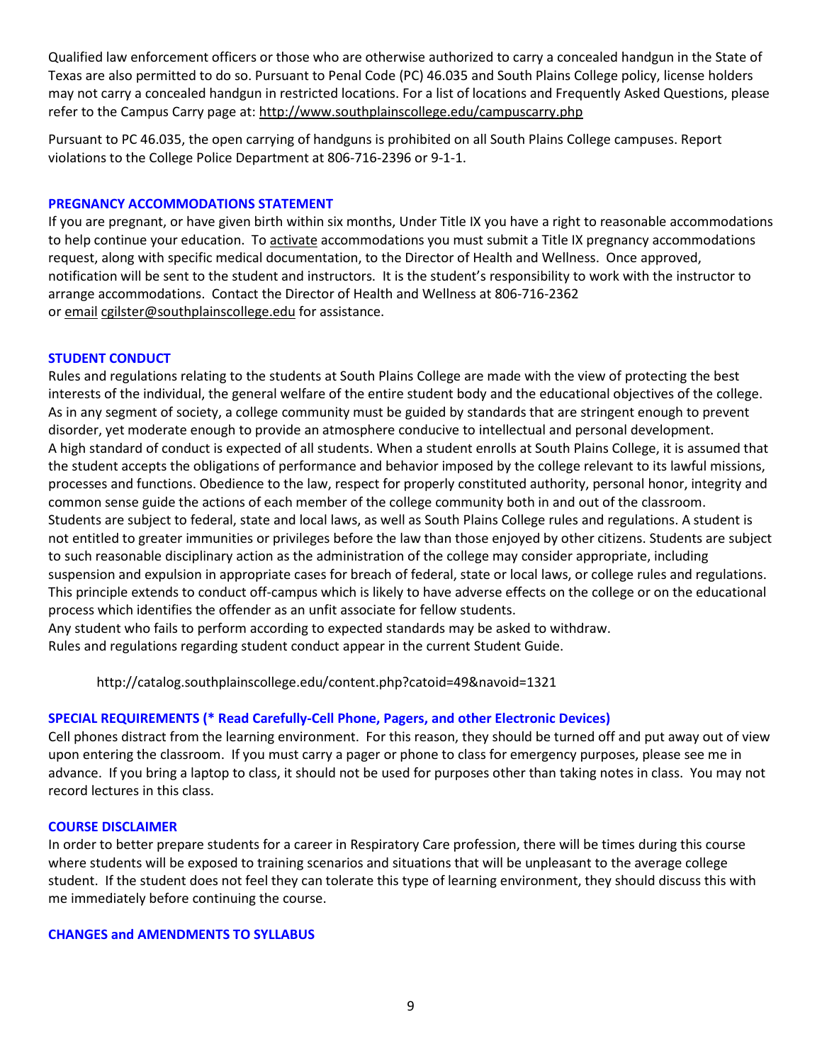Qualified law enforcement officers or those who are otherwise authorized to carry a concealed handgun in the State of Texas are also permitted to do so. Pursuant to Penal Code (PC) 46.035 and South Plains College policy, license holders may not carry a concealed handgun in restricted locations. For a list of locations and Frequently Asked Questions, please refer to the Campus Carry page at: http://www.southplainscollege.edu/campuscarry.php

Pursuant to PC 46.035, the open carrying of handguns is prohibited on all South Plains College campuses. Report violations to the College Police Department at 806-716-2396 or 9-1-1.

### PREGNANCY ACCOMMODATIONS STATEMENT

If you are pregnant, or have given birth within six months, Under Title IX you have a right to reasonable accommodations to help continue your education. To activate accommodations you must submit a Title IX pregnancy accommodations request, along with specific medical documentation, to the Director of Health and Wellness. Once approved, notification will be sent to the student and instructors. It is the student's responsibility to work with the instructor to arrange accommodations. Contact the Director of Health and Wellness at 806-716-2362 or email cgilster@southplainscollege.edu for assistance.

### STUDENT CONDUCT

Rules and regulations relating to the students at South Plains College are made with the view of protecting the best interests of the individual, the general welfare of the entire student body and the educational objectives of the college. As in any segment of society, a college community must be guided by standards that are stringent enough to prevent disorder, yet moderate enough to provide an atmosphere conducive to intellectual and personal development.
A high standard of conduct is expected of all students. When a student enrolls at South Plains College, it is assumed that the student accepts the obligations of performance and behavior imposed by the college relevant to its lawful missions, processes and functions. Obedience to the law, respect for properly constituted authority, personal honor, integrity and common sense guide the actions of each member of the college community both in and out of the classroom.
Students are subject to federal, state and local laws, as well as South Plains College rules and regulations. A student is not entitled to greater immunities or privileges before the law than those enjoyed by other citizens. Students are subject to such reasonable disciplinary action as the administration of the college may consider appropriate, including suspension and expulsion in appropriate cases for breach of federal, state or local laws, or college rules and regulations. This principle extends to conduct off-campus which is likely to have adverse effects on the college or on the educational process which identifies the offender as an unfit associate for fellow students.
Any student who fails to perform according to expected standards may be asked to withdraw.
Rules and regulations regarding student conduct appear in the current Student Guide.

http://catalog.southplainscollege.edu/content.php?catoid=49&navoid=1321

### SPECIAL REQUIREMENTS (* Read Carefully-Cell Phone, Pagers, and other Electronic Devices)

Cell phones distract from the learning environment. For this reason, they should be turned off and put away out of view upon entering the classroom. If you must carry a pager or phone to class for emergency purposes, please see me in advance. If you bring a laptop to class, it should not be used for purposes other than taking notes in class. You may not record lectures in this class.

### COURSE DISCLAIMER

In order to better prepare students for a career in Respiratory Care profession, there will be times during this course where students will be exposed to training scenarios and situations that will be unpleasant to the average college student. If the student does not feel they can tolerate this type of learning environment, they should discuss this with me immediately before continuing the course.

### CHANGES and AMENDMENTS TO SYLLABUS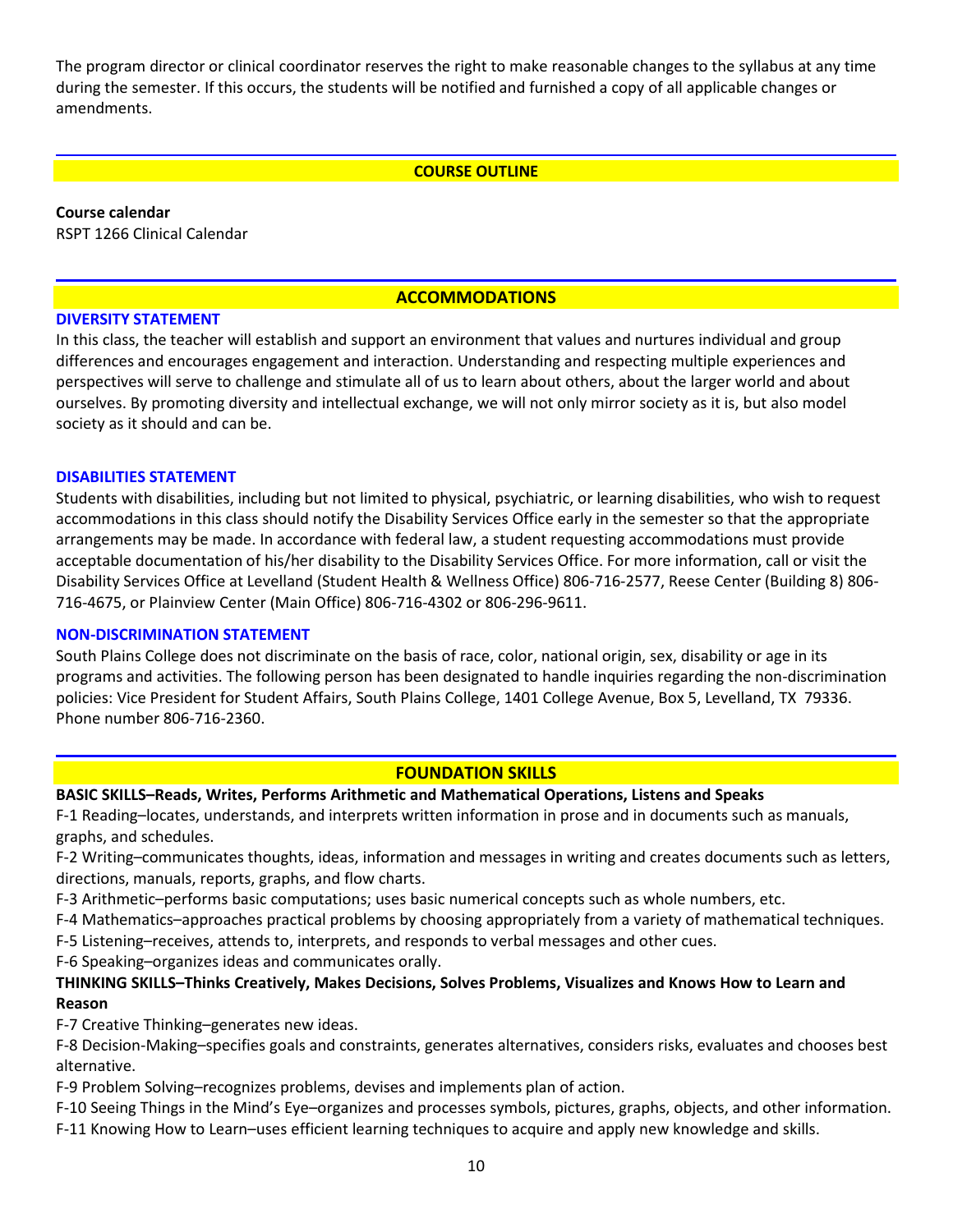The program director or clinical coordinator reserves the right to make reasonable changes to the syllabus at any time during the semester. If this occurs, the students will be notified and furnished a copy of all applicable changes or amendments.

## COURSE OUTLINE

**Course calendar**

RSPT 1266 Clinical Calendar

## ACCOMMODATIONS

### DIVERSITY STATEMENT

In this class, the teacher will establish and support an environment that values and nurtures individual and group differences and encourages engagement and interaction. Understanding and respecting multiple experiences and perspectives will serve to challenge and stimulate all of us to learn about others, about the larger world and about ourselves. By promoting diversity and intellectual exchange, we will not only mirror society as it is, but also model society as it should and can be.

### DISABILITIES STATEMENT

Students with disabilities, including but not limited to physical, psychiatric, or learning disabilities, who wish to request accommodations in this class should notify the Disability Services Office early in the semester so that the appropriate arrangements may be made. In accordance with federal law, a student requesting accommodations must provide acceptable documentation of his/her disability to the Disability Services Office. For more information, call or visit the Disability Services Office at Levelland (Student Health & Wellness Office) 806-716-2577, Reese Center (Building 8) 806-716-4675, or Plainview Center (Main Office) 806-716-4302 or 806-296-9611.

### NON-DISCRIMINATION STATEMENT

South Plains College does not discriminate on the basis of race, color, national origin, sex, disability or age in its programs and activities. The following person has been designated to handle inquiries regarding the non-discrimination policies: Vice President for Student Affairs, South Plains College, 1401 College Avenue, Box 5, Levelland, TX 79336. Phone number 806-716-2360.

## FOUNDATION SKILLS

**BASIC SKILLS–Reads, Writes, Performs Arithmetic and Mathematical Operations, Listens and Speaks**

F-1 Reading–locates, understands, and interprets written information in prose and in documents such as manuals, graphs, and schedules.

F-2 Writing–communicates thoughts, ideas, information and messages in writing and creates documents such as letters, directions, manuals, reports, graphs, and flow charts.

F-3 Arithmetic–performs basic computations; uses basic numerical concepts such as whole numbers, etc.

F-4 Mathematics–approaches practical problems by choosing appropriately from a variety of mathematical techniques.

F-5 Listening–receives, attends to, interprets, and responds to verbal messages and other cues.

F-6 Speaking–organizes ideas and communicates orally.

**THINKING SKILLS–Thinks Creatively, Makes Decisions, Solves Problems, Visualizes and Knows How to Learn and Reason**

F-7 Creative Thinking–generates new ideas.

F-8 Decision-Making–specifies goals and constraints, generates alternatives, considers risks, evaluates and chooses best alternative.

F-9 Problem Solving–recognizes problems, devises and implements plan of action.

F-10 Seeing Things in the Mind's Eye–organizes and processes symbols, pictures, graphs, objects, and other information.

F-11 Knowing How to Learn–uses efficient learning techniques to acquire and apply new knowledge and skills.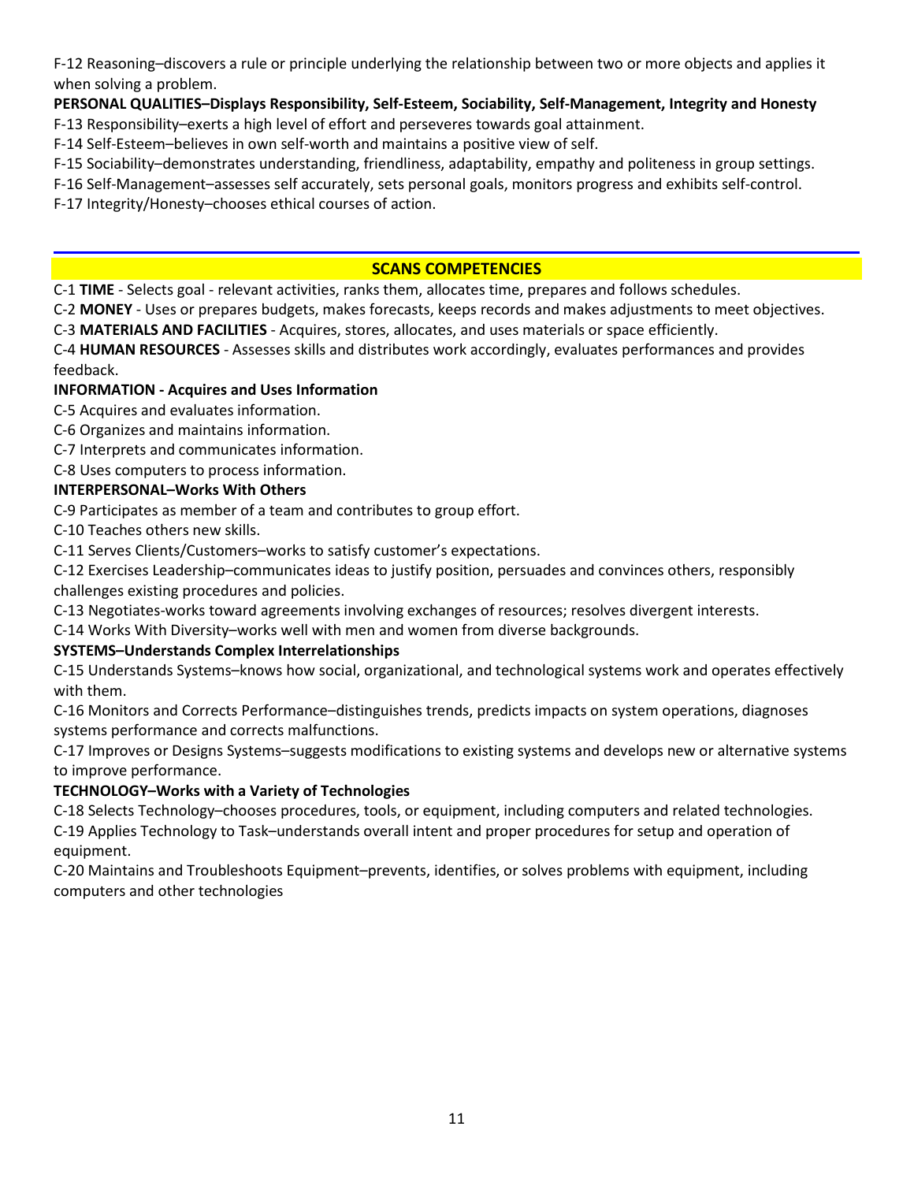F-12 Reasoning–discovers a rule or principle underlying the relationship between two or more objects and applies it when solving a problem.

**PERSONAL QUALITIES–Displays Responsibility, Self-Esteem, Sociability, Self-Management, Integrity and Honesty**

F-13 Responsibility–exerts a high level of effort and perseveres towards goal attainment.

F-14 Self-Esteem–believes in own self-worth and maintains a positive view of self.

F-15 Sociability–demonstrates understanding, friendliness, adaptability, empathy and politeness in group settings.

F-16 Self-Management–assesses self accurately, sets personal goals, monitors progress and exhibits self-control.

F-17 Integrity/Honesty–chooses ethical courses of action.

---

## SCANS COMPETENCIES

C-1 **TIME** - Selects goal - relevant activities, ranks them, allocates time, prepares and follows schedules.

C-2 **MONEY** - Uses or prepares budgets, makes forecasts, keeps records and makes adjustments to meet objectives.

C-3 **MATERIALS AND FACILITIES** - Acquires, stores, allocates, and uses materials or space efficiently.

C-4 **HUMAN RESOURCES** - Assesses skills and distributes work accordingly, evaluates performances and provides feedback.

**INFORMATION - Acquires and Uses Information**

C-5 Acquires and evaluates information.

C-6 Organizes and maintains information.

C-7 Interprets and communicates information.

C-8 Uses computers to process information.

**INTERPERSONAL–Works With Others**

C-9 Participates as member of a team and contributes to group effort.

C-10 Teaches others new skills.

C-11 Serves Clients/Customers–works to satisfy customer's expectations.

C-12 Exercises Leadership–communicates ideas to justify position, persuades and convinces others, responsibly challenges existing procedures and policies.

C-13 Negotiates-works toward agreements involving exchanges of resources; resolves divergent interests.

C-14 Works With Diversity–works well with men and women from diverse backgrounds.

**SYSTEMS–Understands Complex Interrelationships**

C-15 Understands Systems–knows how social, organizational, and technological systems work and operates effectively with them.

C-16 Monitors and Corrects Performance–distinguishes trends, predicts impacts on system operations, diagnoses systems performance and corrects malfunctions.

C-17 Improves or Designs Systems–suggests modifications to existing systems and develops new or alternative systems to improve performance.

**TECHNOLOGY–Works with a Variety of Technologies**

C-18 Selects Technology–chooses procedures, tools, or equipment, including computers and related technologies.

C-19 Applies Technology to Task–understands overall intent and proper procedures for setup and operation of equipment.

C-20 Maintains and Troubleshoots Equipment–prevents, identifies, or solves problems with equipment, including computers and other technologies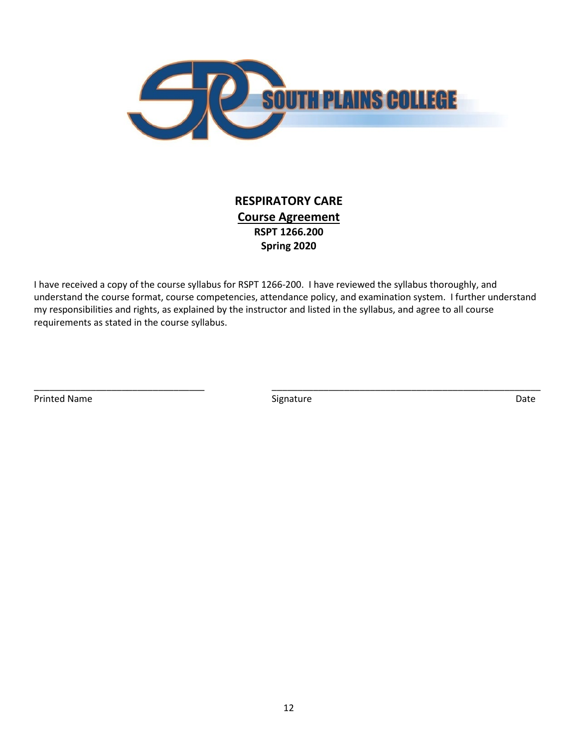SOUTH PLAINS COLLEGE

# RESPIRATORY CARE

## Course Agreement

**RSPT 1266.200**

**Spring 2020**

I have received a copy of the course syllabus for RSPT 1266-200. I have reviewed the syllabus thoroughly, and understand the course format, course competencies, attendance policy, and examination system. I further understand my responsibilities and rights, as explained by the instructor and listed in the syllabus, and agree to all course requirements as stated in the course syllabus.

\_\_\_\_\_\_\_\_\_\_\_\_\_\_\_\_\_\_\_\_\_\_\_\_\_\_\_\_\_\_\_\_\_\_ \_\_\_\_\_\_\_\_\_\_\_\_\_\_\_\_\_\_\_\_\_\_\_\_\_\_\_\_\_\_\_\_\_\_\_\_\_\_\_\_\_\_\_\_\_\_\_\_\_\_\_\_\_\_

Printed Name Signature Date